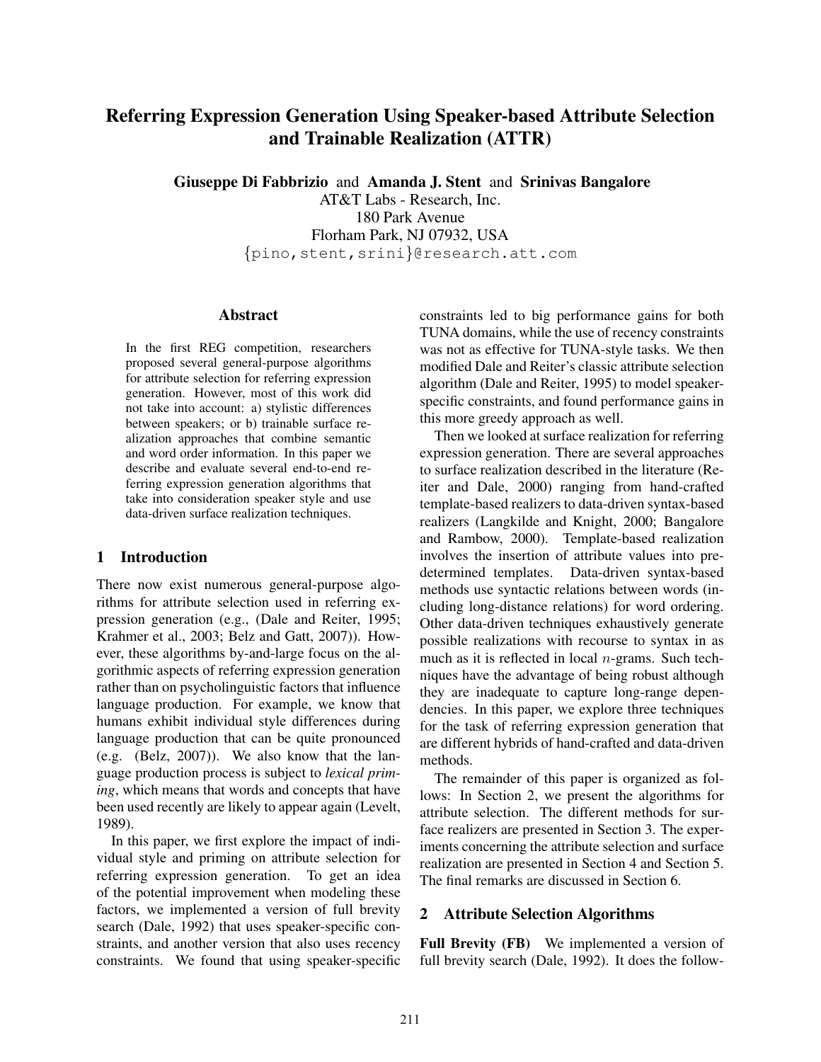# Referring Expression Generation Using Speaker-based Attribute Selection and Trainable Realization (ATTR)

**Giuseppe Di Fabbrizio** and **Amanda J. Stent** and **Srinivas Bangalore**
AT&T Labs - Research, Inc.
180 Park Avenue
Florham Park, NJ 07932, USA
{pino,stent,srini}@research.att.com

## Abstract

In the first REG competition, researchers proposed several general-purpose algorithms for attribute selection for referring expression generation. However, most of this work did not take into account: a) stylistic differences between speakers; or b) trainable surface realization approaches that combine semantic and word order information. In this paper we describe and evaluate several end-to-end referring expression generation algorithms that take into consideration speaker style and use data-driven surface realization techniques.

## 1 Introduction

There now exist numerous general-purpose algorithms for attribute selection used in referring expression generation (e.g., (Dale and Reiter, 1995; Krahmer et al., 2003; Belz and Gatt, 2007)). However, these algorithms by-and-large focus on the algorithmic aspects of referring expression generation rather than on psycholinguistic factors that influence language production. For example, we know that humans exhibit individual style differences during language production that can be quite pronounced (e.g. (Belz, 2007)). We also know that the language production process is subject to *lexical priming*, which means that words and concepts that have been used recently are likely to appear again (Levelt, 1989).

In this paper, we first explore the impact of individual style and priming on attribute selection for referring expression generation. To get an idea of the potential improvement when modeling these factors, we implemented a version of full brevity search (Dale, 1992) that uses speaker-specific constraints, and another version that also uses recency constraints. We found that using speaker-specific constraints led to big performance gains for both TUNA domains, while the use of recency constraints was not as effective for TUNA-style tasks. We then modified Dale and Reiter's classic attribute selection algorithm (Dale and Reiter, 1995) to model speaker-specific constraints, and found performance gains in this more greedy approach as well.

Then we looked at surface realization for referring expression generation. There are several approaches to surface realization described in the literature (Reiter and Dale, 2000) ranging from hand-crafted template-based realizers to data-driven syntax-based realizers (Langkilde and Knight, 2000; Bangalore and Rambow, 2000). Template-based realization involves the insertion of attribute values into predetermined templates. Data-driven syntax-based methods use syntactic relations between words (including long-distance relations) for word ordering. Other data-driven techniques exhaustively generate possible realizations with recourse to syntax in as much as it is reflected in local $n$-grams. Such techniques have the advantage of being robust although they are inadequate to capture long-range dependencies. In this paper, we explore three techniques for the task of referring expression generation that are different hybrids of hand-crafted and data-driven methods.

The remainder of this paper is organized as follows: In Section 2, we present the algorithms for attribute selection. The different methods for surface realizers are presented in Section 3. The experiments concerning the attribute selection and surface realization are presented in Section 4 and Section 5. The final remarks are discussed in Section 6.

## 2 Attribute Selection Algorithms

**Full Brevity (FB)** We implemented a version of full brevity search (Dale, 1992). It does the follow-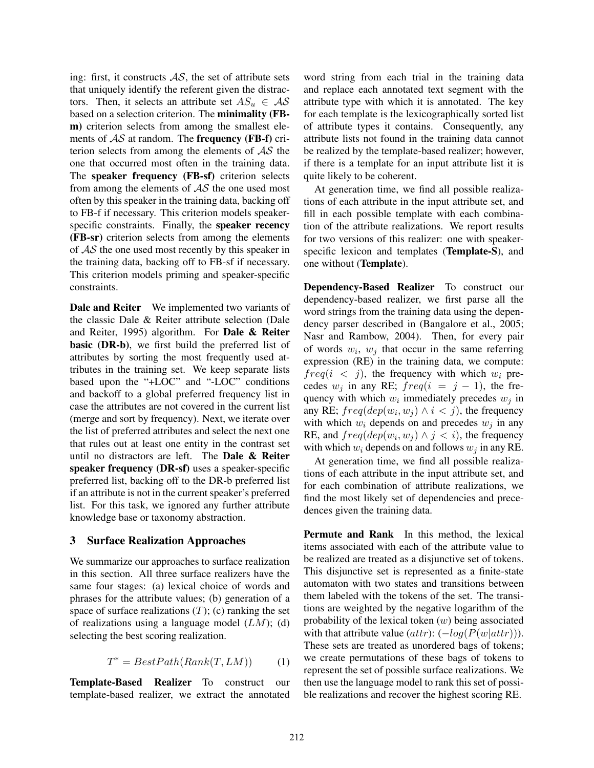ing: first, it constructs $\mathcal{AS}$, the set of attribute sets that uniquely identify the referent given the distractors. Then, it selects an attribute set $AS_u \in \mathcal{AS}$ based on a selection criterion. The **minimality (FB-m)** criterion selects from among the smallest elements of $\mathcal{AS}$ at random. The **frequency (FB-f)** criterion selects from among the elements of $\mathcal{AS}$ the one that occurred most often in the training data. The **speaker frequency (FB-sf)** criterion selects from among the elements of $\mathcal{AS}$ the one used most often by this speaker in the training data, backing off to FB-f if necessary. This criterion models speaker-specific constraints. Finally, the **speaker recency (FB-sr)** criterion selects from among the elements of $\mathcal{AS}$ the one used most recently by this speaker in the training data, backing off to FB-sf if necessary. This criterion models priming and speaker-specific constraints.

**Dale and Reiter** We implemented two variants of the classic Dale & Reiter attribute selection (Dale and Reiter, 1995) algorithm. For **Dale & Reiter basic (DR-b)**, we first build the preferred list of attributes by sorting the most frequently used attributes in the training set. We keep separate lists based upon the "+LOC" and "-LOC" conditions and backoff to a global preferred frequency list in case the attributes are not covered in the current list (merge and sort by frequency). Next, we iterate over the list of preferred attributes and select the next one that rules out at least one entity in the contrast set until no distractors are left. The **Dale & Reiter speaker frequency (DR-sf)** uses a speaker-specific preferred list, backing off to the DR-b preferred list if an attribute is not in the current speaker's preferred list. For this task, we ignored any further attribute knowledge base or taxonomy abstraction.

## 3 Surface Realization Approaches

We summarize our approaches to surface realization in this section. All three surface realizers have the same four stages: (a) lexical choice of words and phrases for the attribute values; (b) generation of a space of surface realizations ($T$); (c) ranking the set of realizations using a language model ($LM$); (d) selecting the best scoring realization.

$$T^* = BestPath(Rank(T, LM)) \qquad (1)$$

**Template-Based Realizer** To construct our template-based realizer, we extract the annotated word string from each trial in the training data and replace each annotated text segment with the attribute type with which it is annotated. The key for each template is the lexicographically sorted list of attribute types it contains. Consequently, any attribute lists not found in the training data cannot be realized by the template-based realizer; however, if there is a template for an input attribute list it is quite likely to be coherent.

At generation time, we find all possible realizations of each attribute in the input attribute set, and fill in each possible template with each combination of the attribute realizations. We report results for two versions of this realizer: one with speaker-specific lexicon and templates (**Template-S**), and one without (**Template**).

**Dependency-Based Realizer** To construct our dependency-based realizer, we first parse all the word strings from the training data using the dependency parser described in (Bangalore et al., 2005; Nasr and Rambow, 2004). Then, for every pair of words $w_i$, $w_j$ that occur in the same referring expression (RE) in the training data, we compute: $freq(i < j)$, the frequency with which $w_i$ precedes $w_j$ in any RE; $freq(i = j - 1)$, the frequency with which $w_i$ immediately precedes $w_j$ in any RE; $freq(dep(w_i, w_j) \wedge i < j)$, the frequency with which $w_i$ depends on and precedes $w_j$ in any RE, and $freq(dep(w_i, w_j) \wedge j < i)$, the frequency with which $w_i$ depends on and follows $w_j$ in any RE.

At generation time, we find all possible realizations of each attribute in the input attribute set, and for each combination of attribute realizations, we find the most likely set of dependencies and precedences given the training data.

**Permute and Rank** In this method, the lexical items associated with each of the attribute value to be realized are treated as a disjunctive set of tokens. This disjunctive set is represented as a finite-state automaton with two states and transitions between them labeled with the tokens of the set. The transitions are weighted by the negative logarithm of the probability of the lexical token ($w$) being associated with that attribute value ($attr$): ($-log(P(w|attr))$). These sets are treated as unordered bags of tokens; we create permutations of these bags of tokens to represent the set of possible surface realizations. We then use the language model to rank this set of possible realizations and recover the highest scoring RE.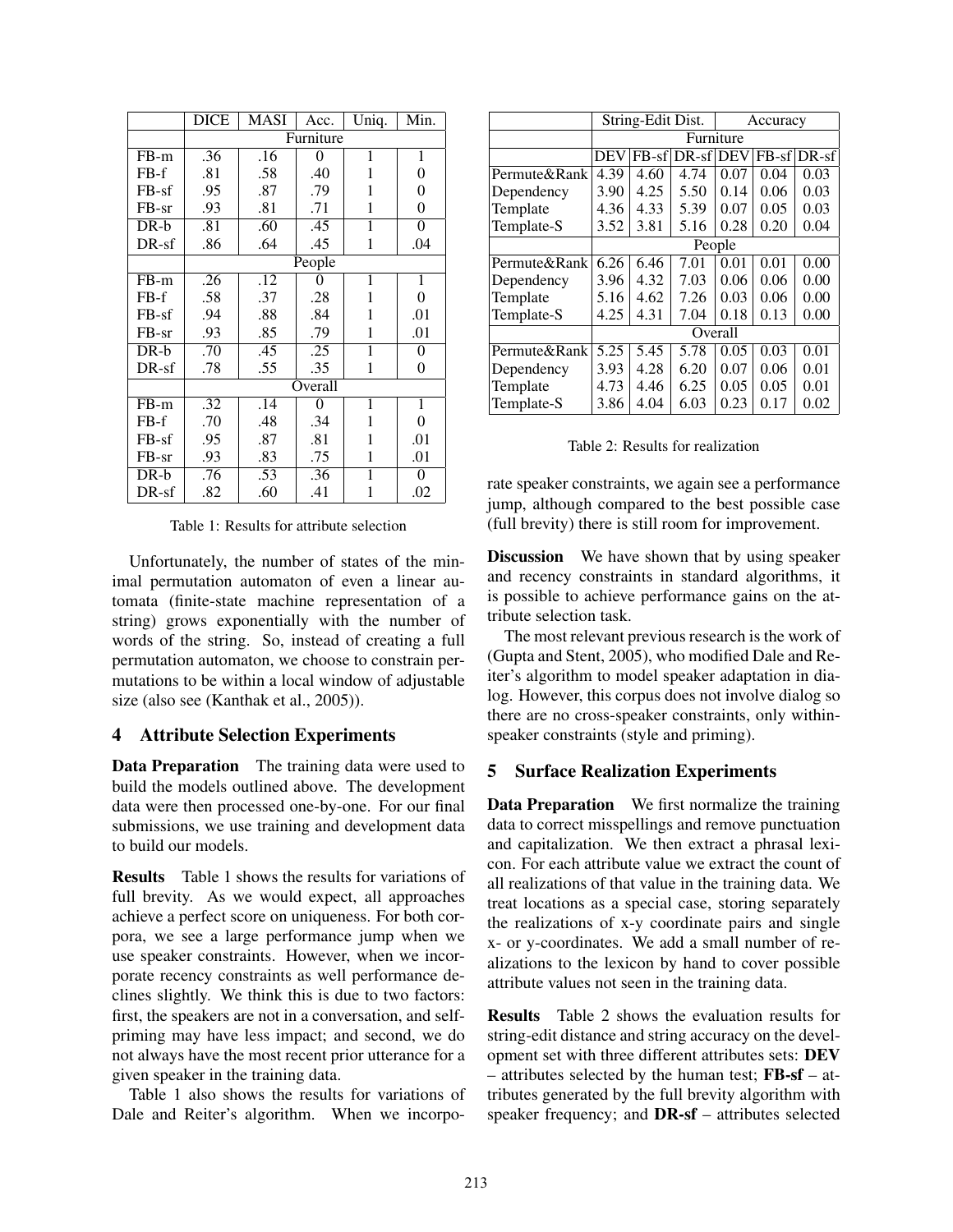| | DICE | MASI | Acc. | Uniq. | Min. |
|---|---|---|---|---|---|
| | Furniture | | | | |
| FB-m | .36 | .16 | 0 | 1 | 1 |
| FB-f | .81 | .58 | .40 | 1 | 0 |
| FB-sf | .95 | .87 | .79 | 1 | 0 |
| FB-sr | .93 | .81 | .71 | 1 | 0 |
| DR-b | .81 | .60 | .45 | 1 | 0 |
| DR-sf | .86 | .64 | .45 | 1 | .04 |
| | People | | | | |
| FB-m | .26 | .12 | 0 | 1 | 1 |
| FB-f | .58 | .37 | .28 | 1 | 0 |
| FB-sf | .94 | .88 | .84 | 1 | .01 |
| FB-sr | .93 | .85 | .79 | 1 | .01 |
| DR-b | .70 | .45 | .25 | 1 | 0 |
| DR-sf | .78 | .55 | .35 | 1 | 0 |
| | Overall | | | | |
| FB-m | .32 | .14 | 0 | 1 | 1 |
| FB-f | .70 | .48 | .34 | 1 | 0 |
| FB-sf | .95 | .87 | .81 | 1 | .01 |
| FB-sr | .93 | .83 | .75 | 1 | .01 |
| DR-b | .76 | .53 | .36 | 1 | 0 |
| DR-sf | .82 | .60 | .41 | 1 | .02 |

Table 1: Results for attribute selection

Unfortunately, the number of states of the minimal permutation automaton of even a linear automata (finite-state machine representation of a string) grows exponentially with the number of words of the string. So, instead of creating a full permutation automaton, we choose to constrain permutations to be within a local window of adjustable size (also see (Kanthak et al., 2005)).

## 4 Attribute Selection Experiments

**Data Preparation** The training data were used to build the models outlined above. The development data were then processed one-by-one. For our final submissions, we use training and development data to build our models.

**Results** Table 1 shows the results for variations of full brevity. As we would expect, all approaches achieve a perfect score on uniqueness. For both corpora, we see a large performance jump when we use speaker constraints. However, when we incorporate recency constraints as well performance declines slightly. We think this is due to two factors: first, the speakers are not in a conversation, and self-priming may have less impact; and second, we do not always have the most recent prior utterance for a given speaker in the training data.

Table 1 also shows the results for variations of Dale and Reiter's algorithm. When we incorporate speaker constraints, we again see a performance jump, although compared to the best possible case (full brevity) there is still room for improvement.

| | String-Edit Dist. | | | Accuracy | | |
|---|---|---|---|---|---|---|
| | Furniture | | | | | |
| | DEV | FB-sf | DR-sf | DEV | FB-sf | DR-sf |
| Permute&Rank | 4.39 | 4.60 | 4.74 | 0.07 | 0.04 | 0.03 |
| Dependency | 3.90 | 4.25 | 5.50 | 0.14 | 0.06 | 0.03 |
| Template | 4.36 | 4.33 | 5.39 | 0.07 | 0.05 | 0.03 |
| Template-S | 3.52 | 3.81 | 5.16 | 0.28 | 0.20 | 0.04 |
| | People | | | | | |
| Permute&Rank | 6.26 | 6.46 | 7.01 | 0.01 | 0.01 | 0.00 |
| Dependency | 3.96 | 4.32 | 7.03 | 0.06 | 0.06 | 0.00 |
| Template | 5.16 | 4.62 | 7.26 | 0.03 | 0.06 | 0.00 |
| Template-S | 4.25 | 4.31 | 7.04 | 0.18 | 0.13 | 0.00 |
| | Overall | | | | | |
| Permute&Rank | 5.25 | 5.45 | 5.78 | 0.05 | 0.03 | 0.01 |
| Dependency | 3.93 | 4.28 | 6.20 | 0.07 | 0.06 | 0.01 |
| Template | 4.73 | 4.46 | 6.25 | 0.05 | 0.05 | 0.01 |
| Template-S | 3.86 | 4.04 | 6.03 | 0.23 | 0.17 | 0.02 |

Table 2: Results for realization

**Discussion** We have shown that by using speaker and recency constraints in standard algorithms, it is possible to achieve performance gains on the attribute selection task.

The most relevant previous research is the work of (Gupta and Stent, 2005), who modified Dale and Reiter's algorithm to model speaker adaptation in dialog. However, this corpus does not involve dialog so there are no cross-speaker constraints, only within-speaker constraints (style and priming).

## 5 Surface Realization Experiments

**Data Preparation** We first normalize the training data to correct misspellings and remove punctuation and capitalization. We then extract a phrasal lexicon. For each attribute value we extract the count of all realizations of that value in the training data. We treat locations as a special case, storing separately the realizations of x-y coordinate pairs and single x- or y-coordinates. We add a small number of realizations to the lexicon by hand to cover possible attribute values not seen in the training data.

**Results** Table 2 shows the evaluation results for string-edit distance and string accuracy on the development set with three different attributes sets: **DEV** – attributes selected by the human test; **FB-sf** – attributes generated by the full brevity algorithm with speaker frequency; and **DR-sf** – attributes selected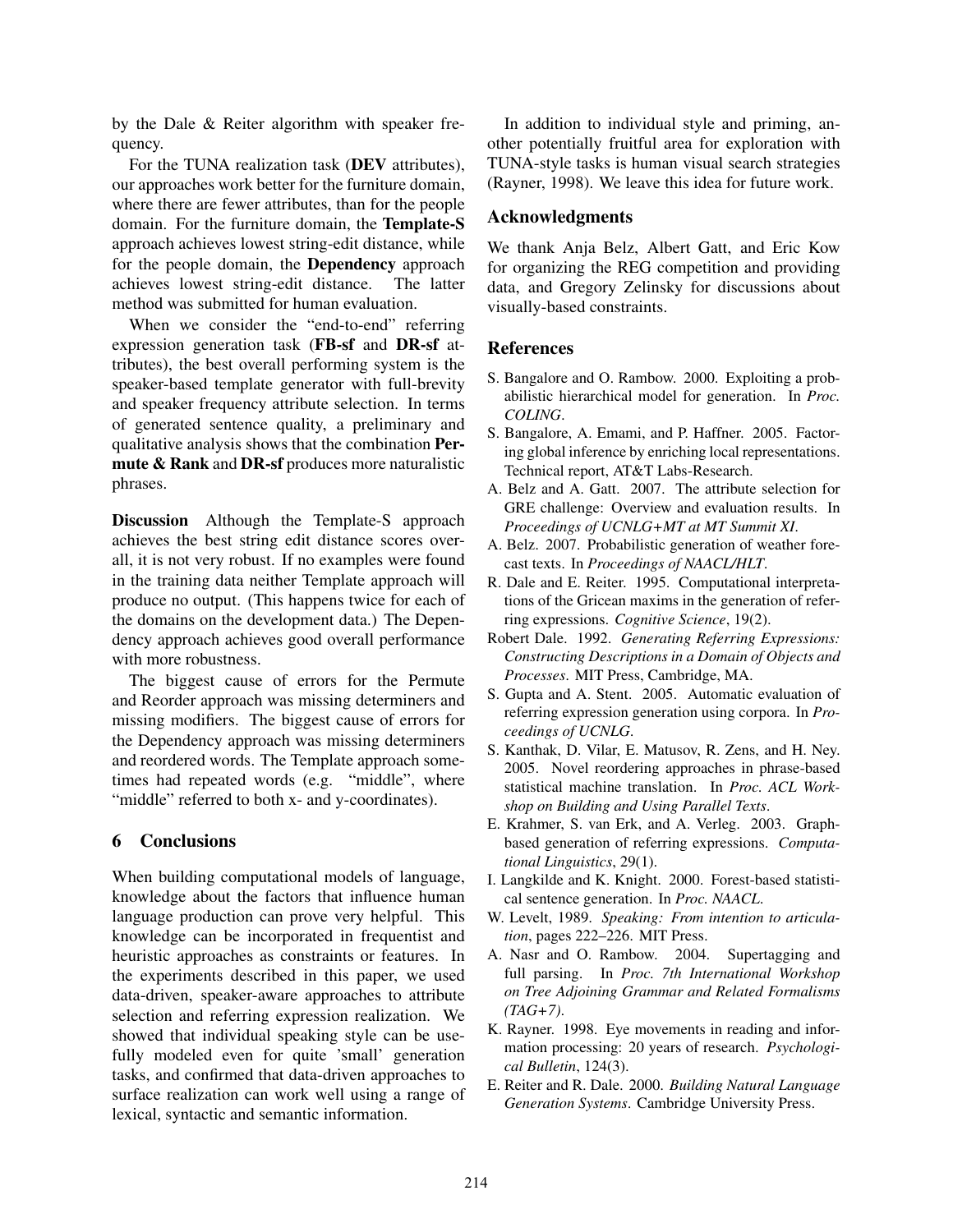by the Dale & Reiter algorithm with speaker frequency.

For the TUNA realization task (**DEV** attributes), our approaches work better for the furniture domain, where there are fewer attributes, than for the people domain. For the furniture domain, the **Template-S** approach achieves lowest string-edit distance, while for the people domain, the **Dependency** approach achieves lowest string-edit distance. The latter method was submitted for human evaluation.

When we consider the "end-to-end" referring expression generation task (**FB-sf** and **DR-sf** attributes), the best overall performing system is the speaker-based template generator with full-brevity and speaker frequency attribute selection. In terms of generated sentence quality, a preliminary and qualitative analysis shows that the combination **Permute & Rank** and **DR-sf** produces more naturalistic phrases.

**Discussion** Although the Template-S approach achieves the best string edit distance scores overall, it is not very robust. If no examples were found in the training data neither Template approach will produce no output. (This happens twice for each of the domains on the development data.) The Dependency approach achieves good overall performance with more robustness.

The biggest cause of errors for the Permute and Reorder approach was missing determiners and missing modifiers. The biggest cause of errors for the Dependency approach was missing determiners and reordered words. The Template approach sometimes had repeated words (e.g. "middle", where "middle" referred to both x- and y-coordinates).

## 6 Conclusions

When building computational models of language, knowledge about the factors that influence human language production can prove very helpful. This knowledge can be incorporated in frequentist and heuristic approaches as constraints or features. In the experiments described in this paper, we used data-driven, speaker-aware approaches to attribute selection and referring expression realization. We showed that individual speaking style can be usefully modeled even for quite 'small' generation tasks, and confirmed that data-driven approaches to surface realization can work well using a range of lexical, syntactic and semantic information.

In addition to individual style and priming, another potentially fruitful area for exploration with TUNA-style tasks is human visual search strategies (Rayner, 1998). We leave this idea for future work.

## Acknowledgments

We thank Anja Belz, Albert Gatt, and Eric Kow for organizing the REG competition and providing data, and Gregory Zelinsky for discussions about visually-based constraints.

## References

- S. Bangalore and O. Rambow. 2000. Exploiting a probabilistic hierarchical model for generation. In *Proc. COLING*.
- S. Bangalore, A. Emami, and P. Haffner. 2005. Factoring global inference by enriching local representations. Technical report, AT&T Labs-Research.
- A. Belz and A. Gatt. 2007. The attribute selection for GRE challenge: Overview and evaluation results. In *Proceedings of UCNLG+MT at MT Summit XI*.
- A. Belz. 2007. Probabilistic generation of weather forecast texts. In *Proceedings of NAACL/HLT*.
- R. Dale and E. Reiter. 1995. Computational interpretations of the Gricean maxims in the generation of referring expressions. *Cognitive Science*, 19(2).
- Robert Dale. 1992. *Generating Referring Expressions: Constructing Descriptions in a Domain of Objects and Processes*. MIT Press, Cambridge, MA.
- S. Gupta and A. Stent. 2005. Automatic evaluation of referring expression generation using corpora. In *Proceedings of UCNLG*.
- S. Kanthak, D. Vilar, E. Matusov, R. Zens, and H. Ney. 2005. Novel reordering approaches in phrase-based statistical machine translation. In *Proc. ACL Workshop on Building and Using Parallel Texts*.
- E. Krahmer, S. van Erk, and A. Verleg. 2003. Graph-based generation of referring expressions. *Computational Linguistics*, 29(1).
- I. Langkilde and K. Knight. 2000. Forest-based statistical sentence generation. In *Proc. NAACL*.
- W. Levelt, 1989. *Speaking: From intention to articulation*, pages 222–226. MIT Press.
- A. Nasr and O. Rambow. 2004. Supertagging and full parsing. In *Proc. 7th International Workshop on Tree Adjoining Grammar and Related Formalisms (TAG+7)*.
- K. Rayner. 1998. Eye movements in reading and information processing: 20 years of research. *Psychological Bulletin*, 124(3).
- E. Reiter and R. Dale. 2000. *Building Natural Language Generation Systems*. Cambridge University Press.